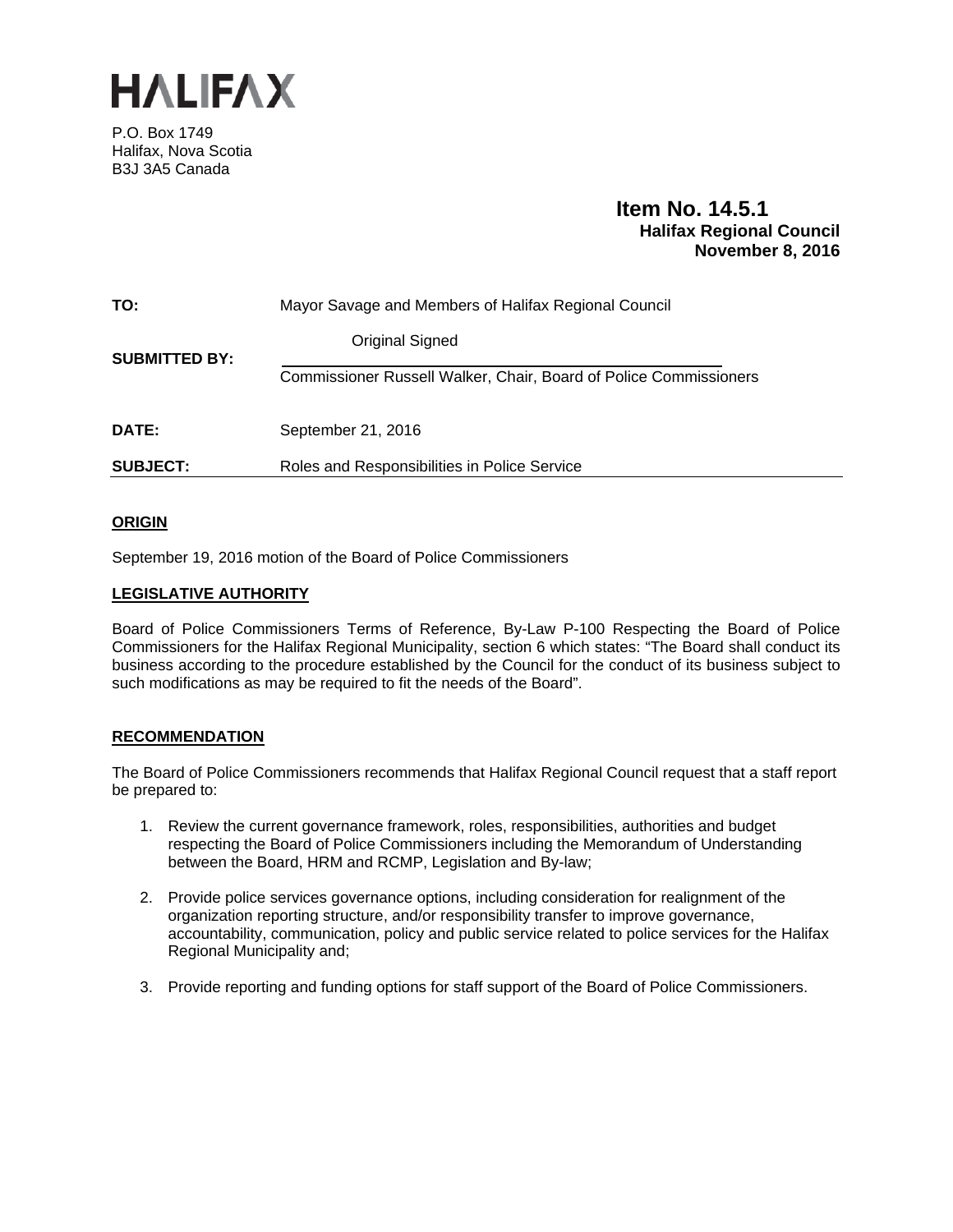# HALIFAX

P.O. Box 1749
Halifax, Nova Scotia
B3J 3A5 Canada

**Item No. 14.5.1**
**Halifax Regional Council**
**November 8, 2016**

| | |
|---|---|
| **TO:** | Mayor Savage and Members of Halifax Regional Council |
| **SUBMITTED BY:** | Original Signed<br>Commissioner Russell Walker, Chair, Board of Police Commissioners |
| **DATE:** | September 21, 2016 |
| **SUBJECT:** | Roles and Responsibilities in Police Service |

## ORIGIN

September 19, 2016 motion of the Board of Police Commissioners

## LEGISLATIVE AUTHORITY

Board of Police Commissioners Terms of Reference, By-Law P-100 Respecting the Board of Police Commissioners for the Halifax Regional Municipality, section 6 which states: "The Board shall conduct its business according to the procedure established by the Council for the conduct of its business subject to such modifications as may be required to fit the needs of the Board".

## RECOMMENDATION

The Board of Police Commissioners recommends that Halifax Regional Council request that a staff report be prepared to:

1. Review the current governance framework, roles, responsibilities, authorities and budget respecting the Board of Police Commissioners including the Memorandum of Understanding between the Board, HRM and RCMP, Legislation and By-law;
2. Provide police services governance options, including consideration for realignment of the organization reporting structure, and/or responsibility transfer to improve governance, accountability, communication, policy and public service related to police services for the Halifax Regional Municipality and;
3. Provide reporting and funding options for staff support of the Board of Police Commissioners.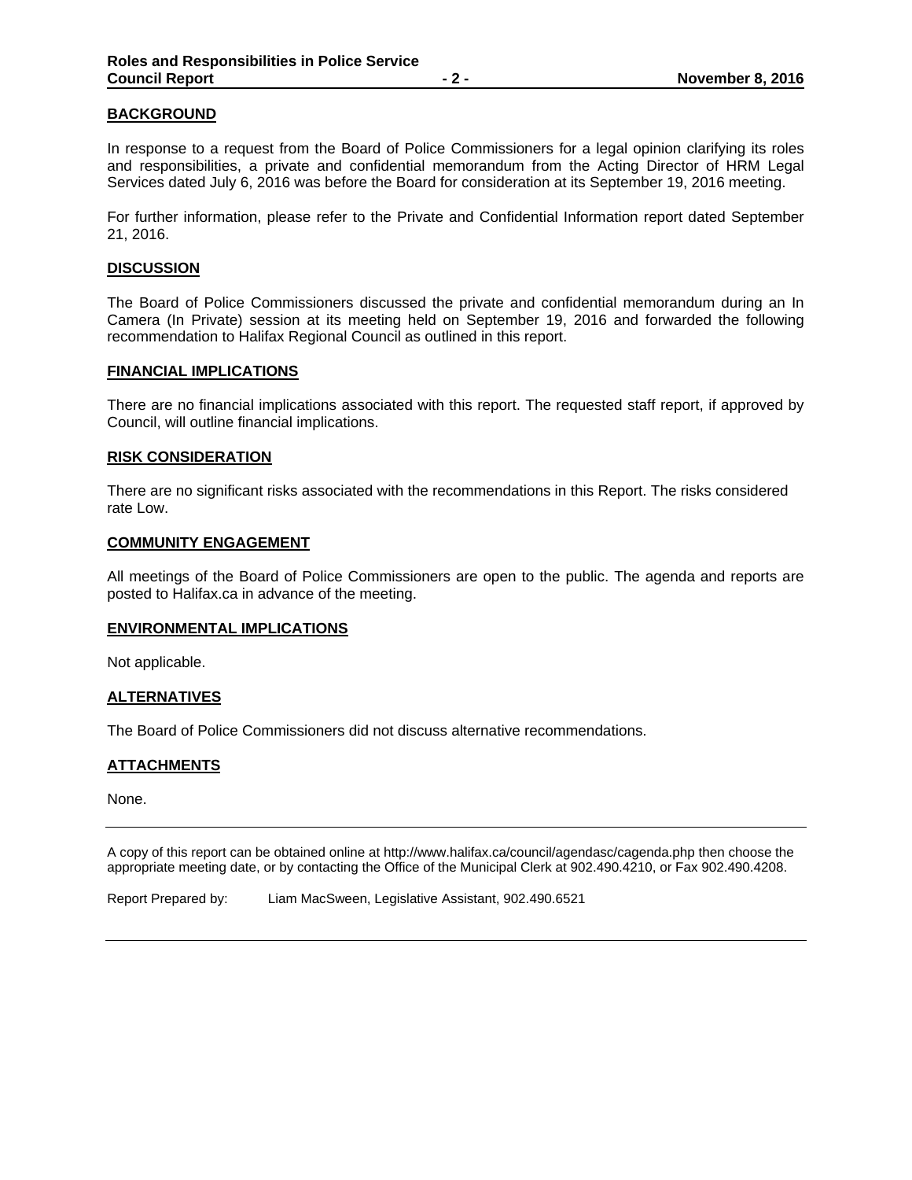## BACKGROUND

In response to a request from the Board of Police Commissioners for a legal opinion clarifying its roles and responsibilities, a private and confidential memorandum from the Acting Director of HRM Legal Services dated July 6, 2016 was before the Board for consideration at its September 19, 2016 meeting.

For further information, please refer to the Private and Confidential Information report dated September 21, 2016.

## DISCUSSION

The Board of Police Commissioners discussed the private and confidential memorandum during an In Camera (In Private) session at its meeting held on September 19, 2016 and forwarded the following recommendation to Halifax Regional Council as outlined in this report.

## FINANCIAL IMPLICATIONS

There are no financial implications associated with this report. The requested staff report, if approved by Council, will outline financial implications.

## RISK CONSIDERATION

There are no significant risks associated with the recommendations in this Report. The risks considered rate Low.

## COMMUNITY ENGAGEMENT

All meetings of the Board of Police Commissioners are open to the public. The agenda and reports are posted to Halifax.ca in advance of the meeting.

## ENVIRONMENTAL IMPLICATIONS

Not applicable.

## ALTERNATIVES

The Board of Police Commissioners did not discuss alternative recommendations.

## ATTACHMENTS

None.

---

A copy of this report can be obtained online at http://www.halifax.ca/council/agendasc/cagenda.php then choose the appropriate meeting date, or by contacting the Office of the Municipal Clerk at 902.490.4210, or Fax 902.490.4208.

Report Prepared by: Liam MacSween, Legislative Assistant, 902.490.6521

---